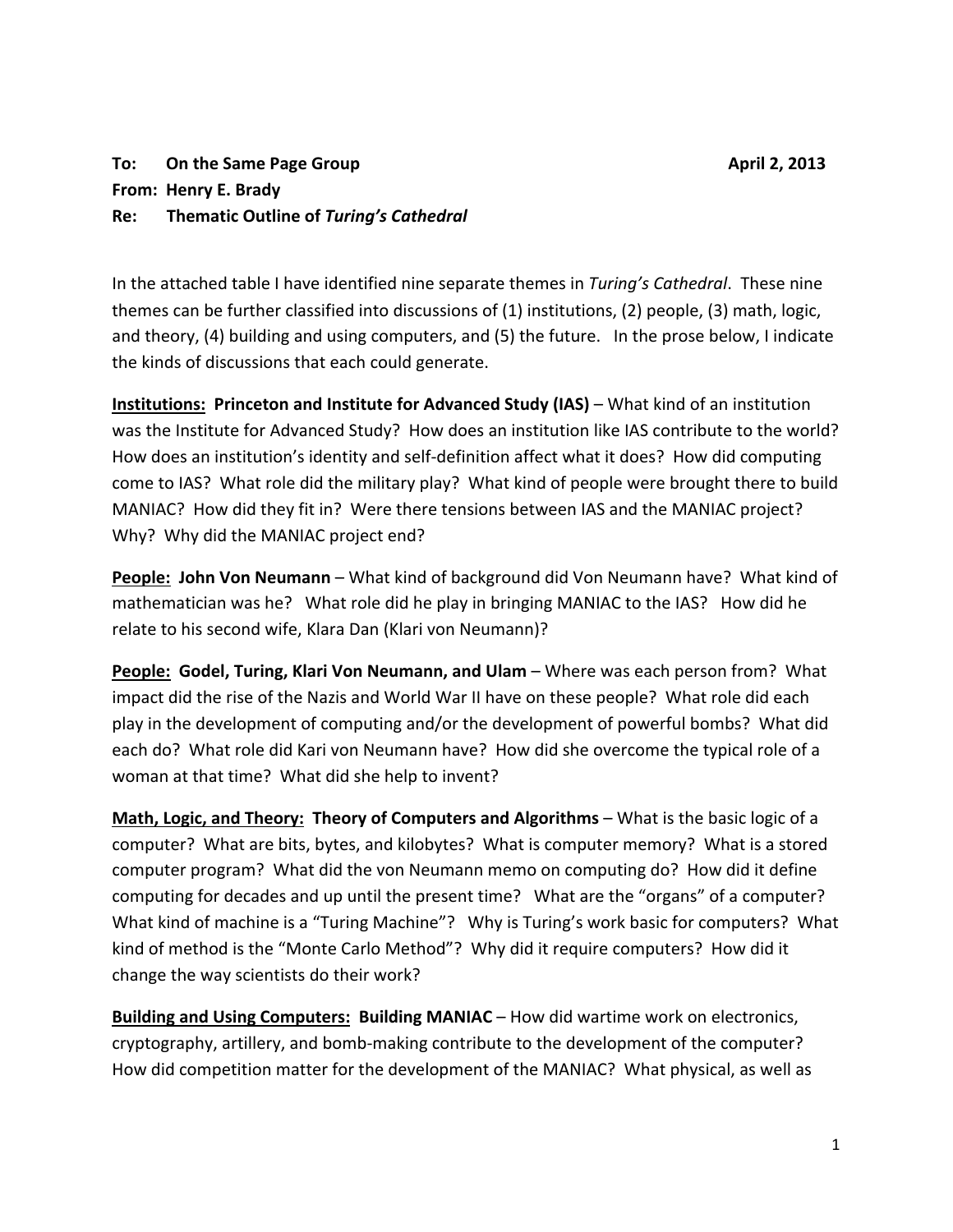**To:** On the Same Page Group April 2, 2013
**From:** Henry E. Brady
**Re:** Thematic Outline of *Turing's Cathedral*

In the attached table I have identified nine separate themes in *Turing's Cathedral*. These nine themes can be further classified into discussions of (1) institutions, (2) people, (3) math, logic, and theory, (4) building and using computers, and (5) the future. In the prose below, I indicate the kinds of discussions that each could generate.

**<u>Institutions:</u> Princeton and Institute for Advanced Study (IAS)** – What kind of an institution was the Institute for Advanced Study? How does an institution like IAS contribute to the world? How does an institution's identity and self-definition affect what it does? How did computing come to IAS? What role did the military play? What kind of people were brought there to build MANIAC? How did they fit in? Were there tensions between IAS and the MANIAC project? Why? Why did the MANIAC project end?

**<u>People:</u> John Von Neumann** – What kind of background did Von Neumann have? What kind of mathematician was he? What role did he play in bringing MANIAC to the IAS? How did he relate to his second wife, Klara Dan (Klari von Neumann)?

**<u>People:</u> Godel, Turing, Klari Von Neumann, and Ulam** – Where was each person from? What impact did the rise of the Nazis and World War II have on these people? What role did each play in the development of computing and/or the development of powerful bombs? What did each do? What role did Kari von Neumann have? How did she overcome the typical role of a woman at that time? What did she help to invent?

**<u>Math, Logic, and Theory:</u> Theory of Computers and Algorithms** – What is the basic logic of a computer? What are bits, bytes, and kilobytes? What is computer memory? What is a stored computer program? What did the von Neumann memo on computing do? How did it define computing for decades and up until the present time? What are the "organs" of a computer? What kind of machine is a "Turing Machine"? Why is Turing's work basic for computers? What kind of method is the "Monte Carlo Method"? Why did it require computers? How did it change the way scientists do their work?

**<u>Building and Using Computers:</u> Building MANIAC** – How did wartime work on electronics, cryptography, artillery, and bomb-making contribute to the development of the computer? How did competition matter for the development of the MANIAC? What physical, as well as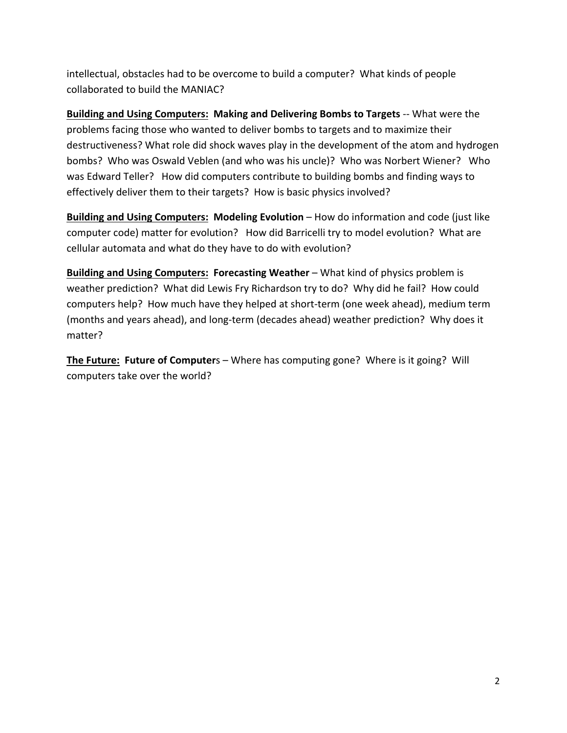intellectual, obstacles had to be overcome to build a computer? What kinds of people collaborated to build the MANIAC?

**<u>Building and Using Computers:</u> Making and Delivering Bombs to Targets** -- What were the problems facing those who wanted to deliver bombs to targets and to maximize their destructiveness? What role did shock waves play in the development of the atom and hydrogen bombs? Who was Oswald Veblen (and who was his uncle)? Who was Norbert Wiener? Who was Edward Teller? How did computers contribute to building bombs and finding ways to effectively deliver them to their targets? How is basic physics involved?

**<u>Building and Using Computers:</u> Modeling Evolution** – How do information and code (just like computer code) matter for evolution? How did Barricelli try to model evolution? What are cellular automata and what do they have to do with evolution?

**<u>Building and Using Computers:</u> Forecasting Weather** – What kind of physics problem is weather prediction? What did Lewis Fry Richardson try to do? Why did he fail? How could computers help? How much have they helped at short-term (one week ahead), medium term (months and years ahead), and long-term (decades ahead) weather prediction? Why does it matter?

**<u>The Future:</u> Future of Computer**s – Where has computing gone? Where is it going? Will computers take over the world?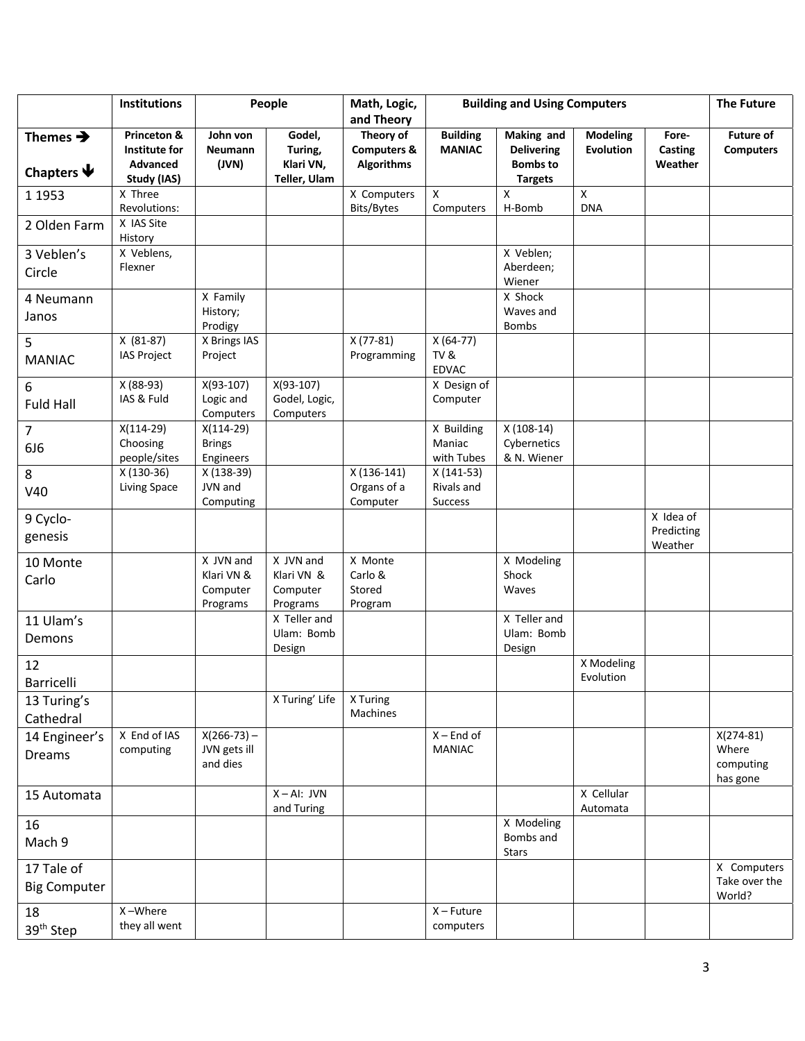| | Institutions | People | | Math, Logic, and Theory | Building and Using Computers | | | | The Future |
|---|---|---|---|---|---|---|---|---|---|
| **Themes ➔** <br> **Chapters ⬇** | **Princeton & Institute for Advanced Study (IAS)** | **John von Neumann (JVN)** | **Godel, Turing, Klari VN, Teller, Ulam** | **Theory of Computers & Algorithms** | **Building MANIAC** | **Making and Delivering Bombs to Targets** | **Modeling Evolution** | **Fore-Casting Weather** | **Future of Computers** |
| 1 1953 | X Three Revolutions: | | | X Computers Bits/Bytes | X Computers | X H-Bomb | X DNA | | |
| 2 Olden Farm | X IAS Site History | | | | | | | | |
| 3 Veblen's Circle | X Veblens, Flexner | | | | | X Veblen; Aberdeen; Wiener | | | |
| 4 Neumann Janos | | X Family History; Prodigy | | | | X Shock Waves and Bombs | | | |
| 5 MANIAC | X (81-87) IAS Project | X Brings IAS Project | | X (77-81) Programming | X (64-77) TV & EDVAC | | | | |
| 6 Fuld Hall | X (88-93) IAS & Fuld | X(93-107) Logic and Computers | X(93-107) Godel, Logic, Computers | | X Design of Computer | | | | |
| 7 6J6 | X(114-29) Choosing people/sites | X(114-29) Brings Engineers | | | X Building Maniac with Tubes | X (108-14) Cybernetics & N. Wiener | | | |
| 8 V40 | X (130-36) Living Space | X (138-39) JVN and Computing | | X (136-141) Organs of a Computer | X (141-53) Rivals and Success | | | | |
| 9 Cyclo-genesis | | | | | | | | X Idea of Predicting Weather | |
| 10 Monte Carlo | | X JVN and Klari VN & Computer Programs | X JVN and Klari VN & Computer Programs | X Monte Carlo & Stored Program | | X Modeling Shock Waves | | | |
| 11 Ulam's Demons | | | X Teller and Ulam: Bomb Design | | | X Teller and Ulam: Bomb Design | | | |
| 12 Barricelli | | | | | | | X Modeling Evolution | | |
| 13 Turing's Cathedral | | | X Turing' Life | X Turing Machines | | | | | |
| 14 Engineer's Dreams | X End of IAS computing | X(266-73) – JVN gets ill and dies | | | X – End of MANIAC | | | | X(274-81) Where computing has gone |
| 15 Automata | | | X – AI: JVN and Turing | | | | X Cellular Automata | | |
| 16 Mach 9 | | | | | | X Modeling Bombs and Stars | | | |
| 17 Tale of Big Computer | | | | | | | | | X Computers Take over the World? |
| 18 39th Step | X –Where they all went | | | | X – Future computers | | | | |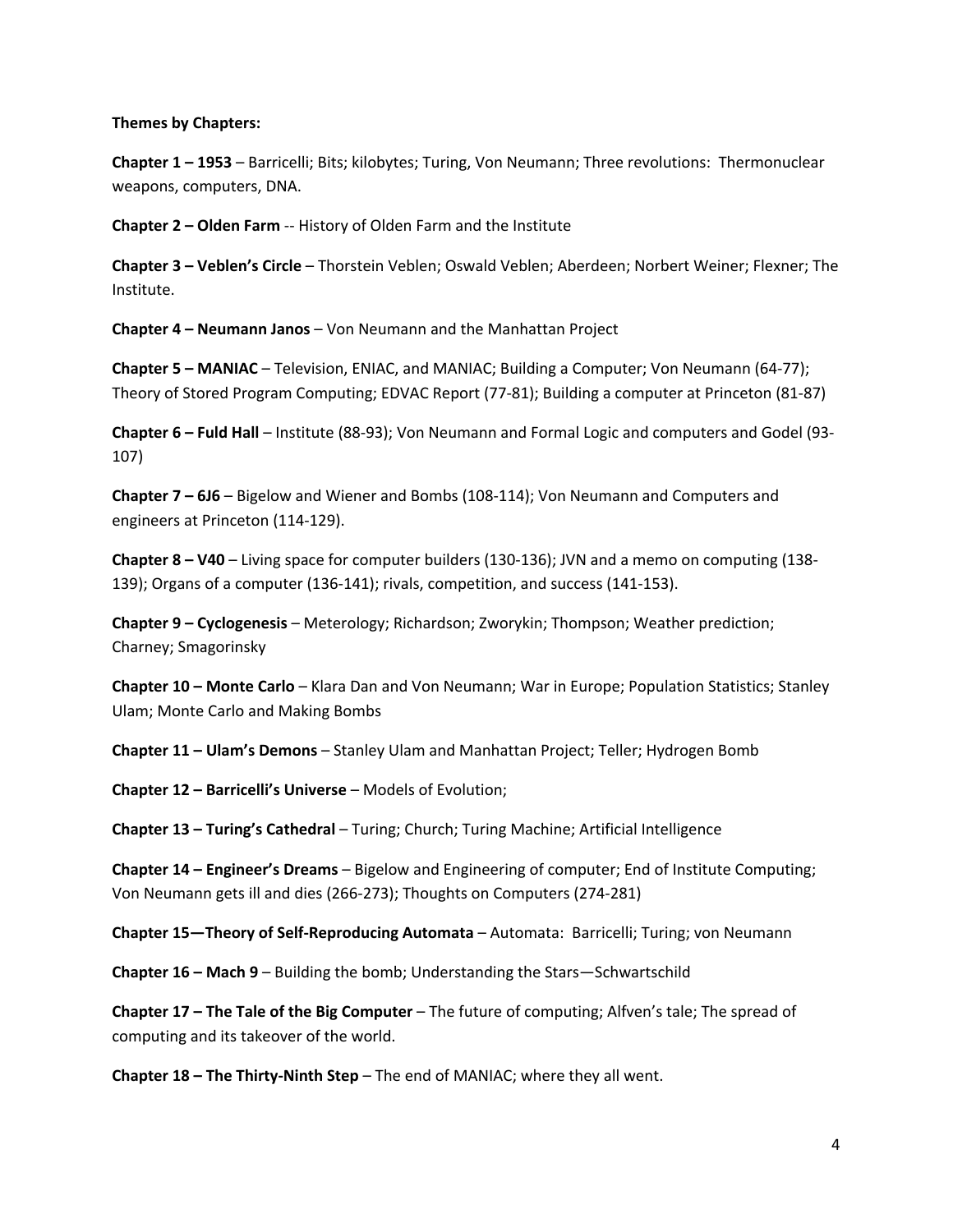**Themes by Chapters:**

**Chapter 1 – 1953** – Barricelli; Bits; kilobytes; Turing, Von Neumann; Three revolutions: Thermonuclear weapons, computers, DNA.

**Chapter 2 – Olden Farm** -- History of Olden Farm and the Institute

**Chapter 3 – Veblen's Circle** – Thorstein Veblen; Oswald Veblen; Aberdeen; Norbert Weiner; Flexner; The Institute.

**Chapter 4 – Neumann Janos** – Von Neumann and the Manhattan Project

**Chapter 5 – MANIAC** – Television, ENIAC, and MANIAC; Building a Computer; Von Neumann (64-77); Theory of Stored Program Computing; EDVAC Report (77-81); Building a computer at Princeton (81-87)

**Chapter 6 – Fuld Hall** – Institute (88-93); Von Neumann and Formal Logic and computers and Godel (93-107)

**Chapter 7 – 6J6** – Bigelow and Wiener and Bombs (108-114); Von Neumann and Computers and engineers at Princeton (114-129).

**Chapter 8 – V40** – Living space for computer builders (130-136); JVN and a memo on computing (138-139); Organs of a computer (136-141); rivals, competition, and success (141-153).

**Chapter 9 – Cyclogenesis** – Meterology; Richardson; Zworykin; Thompson; Weather prediction; Charney; Smagorinsky

**Chapter 10 – Monte Carlo** – Klara Dan and Von Neumann; War in Europe; Population Statistics; Stanley Ulam; Monte Carlo and Making Bombs

**Chapter 11 – Ulam's Demons** – Stanley Ulam and Manhattan Project; Teller; Hydrogen Bomb

**Chapter 12 – Barricelli's Universe** – Models of Evolution;

**Chapter 13 – Turing's Cathedral** – Turing; Church; Turing Machine; Artificial Intelligence

**Chapter 14 – Engineer's Dreams** – Bigelow and Engineering of computer; End of Institute Computing; Von Neumann gets ill and dies (266-273); Thoughts on Computers (274-281)

**Chapter 15—Theory of Self-Reproducing Automata** – Automata: Barricelli; Turing; von Neumann

**Chapter 16 – Mach 9** – Building the bomb; Understanding the Stars—Schwartschild

**Chapter 17 – The Tale of the Big Computer** – The future of computing; Alfven's tale; The spread of computing and its takeover of the world.

**Chapter 18 – The Thirty-Ninth Step** – The end of MANIAC; where they all went.